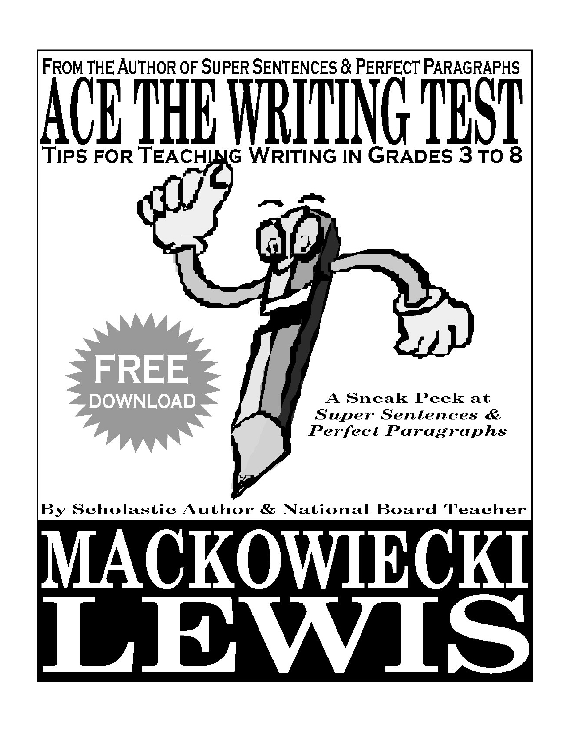**From the Author of Super Sentences & Perfect Paragraphs**

# ACE THE WRITING TEST

## Tips for Teaching Writing in Grades 3 to 8

FREE DOWNLOAD

A Sneak Peek at *Super Sentences & Perfect Paragraphs*

**By Scholastic Author & National Board Teacher**

# MACKOWIECKI LEWIS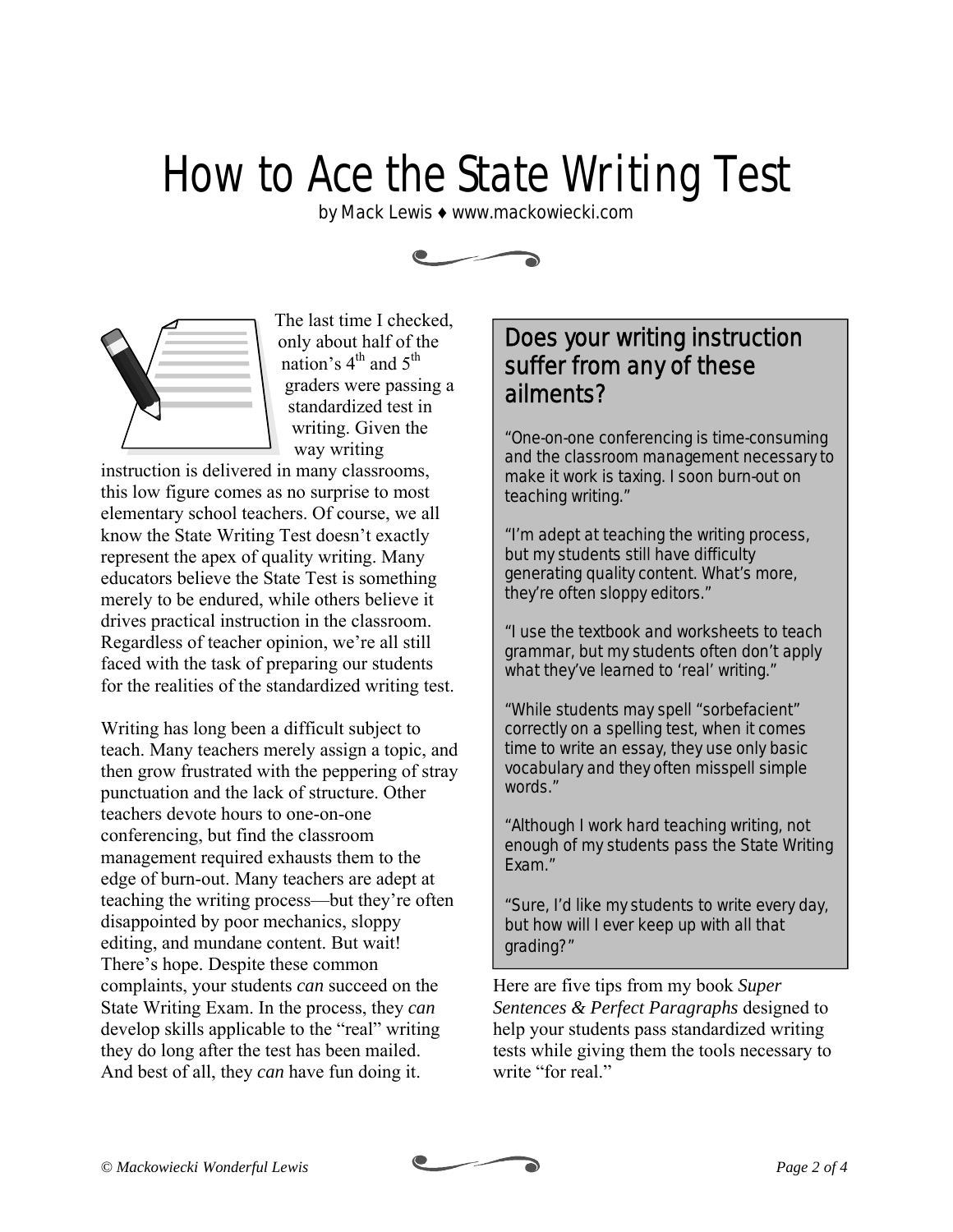// How to Ace the State Writing Test

by Mack Lewis ♦ www.mackowiecki.com

The last time I checked, only about half of the nation's 4th and 5th graders were passing a standardized test in writing. Given the way writing instruction is delivered in many classrooms, this low figure comes as no surprise to most elementary school teachers. Of course, we all know the State Writing Test doesn't exactly represent the apex of quality writing. Many educators believe the State Test is something merely to be endured, while others believe it drives practical instruction in the classroom. Regardless of teacher opinion, we're all still faced with the task of preparing our students for the realities of the standardized writing test.

Writing has long been a difficult subject to teach. Many teachers merely assign a topic, and then grow frustrated with the peppering of stray punctuation and the lack of structure. Other teachers devote hours to one-on-one conferencing, but find the classroom management required exhausts them to the edge of burn-out. Many teachers are adept at teaching the writing process—but they're often disappointed by poor mechanics, sloppy editing, and mundane content. But wait! There's hope. Despite these common complaints, your students *can* succeed on the State Writing Exam. In the process, they *can* develop skills applicable to the "real" writing they do long after the test has been mailed. And best of all, they *can* have fun doing it.

## Does your writing instruction suffer from any of these ailments?

"One-on-one conferencing is time-consuming and the classroom management necessary to make it work is taxing. I soon burn-out on teaching writing."

"I'm adept at teaching the writing process, but my students still have difficulty generating quality content. What's more, they're often sloppy editors."

"I use the textbook and worksheets to teach grammar, but my students often don't apply what they've learned to 'real' writing."

"While students may spell "sorbefacient" correctly on a spelling test, when it comes time to write an essay, they use only basic vocabulary and they often misspell simple words."

"Although I work hard teaching writing, not enough of my students pass the State Writing Exam."

"Sure, I'd like my students to write every day, but how will I ever keep up with all that grading?"

Here are five tips from my book *Super Sentences & Perfect Paragraphs* designed to help your students pass standardized writing tests while giving them the tools necessary to write "for real."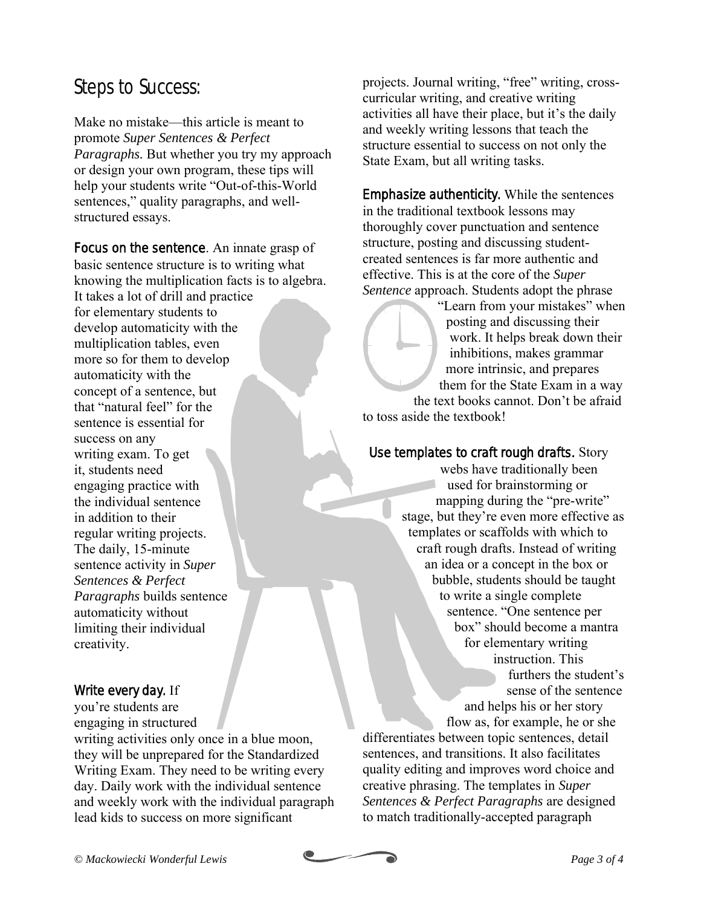## Steps to Success:

Make no mistake—this article is meant to promote *Super Sentences & Perfect Paragraphs.* But whether you try my approach or design your own program, these tips will help your students write "Out-of-this-World sentences," quality paragraphs, and well-structured essays.

**Focus on the sentence**. An innate grasp of basic sentence structure is to writing what knowing the multiplication facts is to algebra. It takes a lot of drill and practice for elementary students to develop automaticity with the multiplication tables, even more so for them to develop automaticity with the concept of a sentence, but that "natural feel" for the sentence is essential for success on any writing exam. To get it, students need engaging practice with the individual sentence in addition to their regular writing projects. The daily, 15-minute sentence activity in *Super Sentences & Perfect Paragraphs* builds sentence automaticity without limiting their individual creativity.

**Write every day.** If you're students are engaging in structured writing activities only once in a blue moon, they will be unprepared for the Standardized Writing Exam. They need to be writing every day. Daily work with the individual sentence and weekly work with the individual paragraph lead kids to success on more significant projects. Journal writing, "free" writing, cross-curricular writing, and creative writing activities all have their place, but it's the daily and weekly writing lessons that teach the structure essential to success on not only the State Exam, but all writing tasks.

**Emphasize authenticity.** While the sentences in the traditional textbook lessons may thoroughly cover punctuation and sentence structure, posting and discussing student-created sentences is far more authentic and effective. This is at the core of the *Super Sentence* approach. Students adopt the phrase "Learn from your mistakes" when posting and discussing their work. It helps break down their inhibitions, makes grammar more intrinsic, and prepares them for the State Exam in a way the text books cannot. Don't be afraid to toss aside the textbook!

**Use templates to craft rough drafts.** Story webs have traditionally been used for brainstorming or mapping during the "pre-write" stage, but they're even more effective as templates or scaffolds with which to craft rough drafts. Instead of writing an idea or a concept in the box or bubble, students should be taught to write a single complete sentence. "One sentence per box" should become a mantra for elementary writing instruction. This furthers the student's sense of the sentence and helps his or her story flow as, for example, he or she differentiates between topic sentences, detail sentences, and transitions. It also facilitates quality editing and improves word choice and creative phrasing. The templates in *Super Sentences & Perfect Paragraphs* are designed to match traditionally-accepted paragraph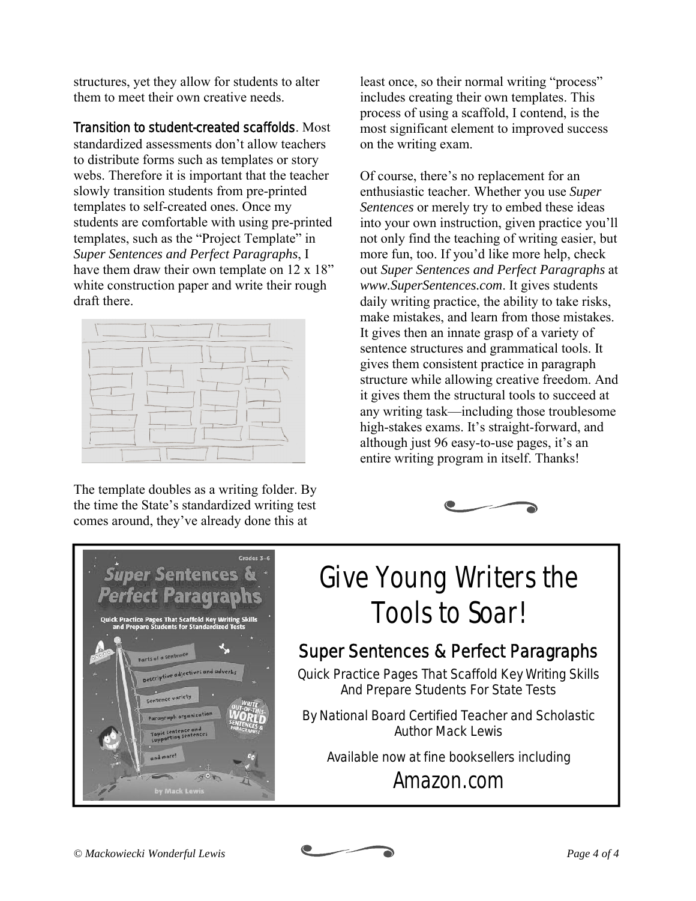structures, yet they allow for students to alter them to meet their own creative needs.

**Transition to student-created scaffolds**. Most standardized assessments don't allow teachers to distribute forms such as templates or story webs. Therefore it is important that the teacher slowly transition students from pre-printed templates to self-created ones. Once my students are comfortable with using pre-printed templates, such as the "Project Template" in *Super Sentences and Perfect Paragraphs*, I have them draw their own template on 12 x 18" white construction paper and write their rough draft there.

The template doubles as a writing folder. By the time the State's standardized writing test comes around, they've already done this at least once, so their normal writing "process" includes creating their own templates. This process of using a scaffold, I contend, is the most significant element to improved success on the writing exam.

Of course, there's no replacement for an enthusiastic teacher. Whether you use *Super Sentences* or merely try to embed these ideas into your own instruction, given practice you'll not only find the teaching of writing easier, but more fun, too. If you'd like more help, check out *Super Sentences and Perfect Paragraphs* at *www.SuperSentences.com*. It gives students daily writing practice, the ability to take risks, make mistakes, and learn from those mistakes. It gives then an innate grasp of a variety of sentence structures and grammatical tools. It gives them consistent practice in paragraph structure while allowing creative freedom. And it gives them the structural tools to succeed at any writing task—including those troublesome high-stakes exams. It's straight-forward, and although just 96 easy-to-use pages, it's an entire writing program in itself. Thanks!

# Give Young Writers the Tools to Soar!

## Super Sentences & Perfect Paragraphs

Quick Practice Pages That Scaffold Key Writing Skills And Prepare Students For State Tests

By National Board Certified Teacher and Scholastic Author Mack Lewis

Available now at fine booksellers including

Amazon.com

© Mackowiecki Wonderful Lewis